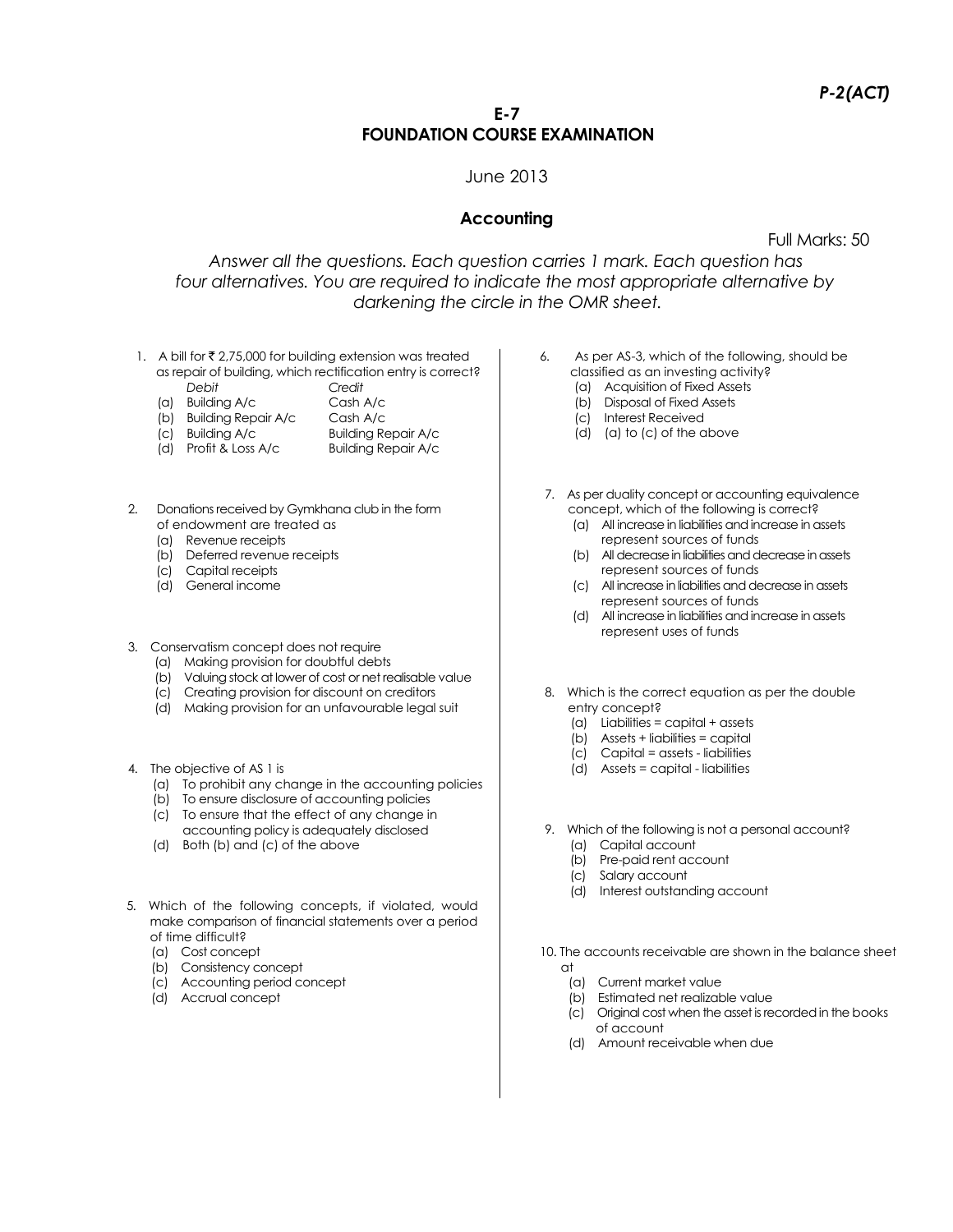*P-2(ACT)*

**E-7**
# FOUNDATION COURSE EXAMINATION

June 2013

## Accounting

Full Marks: 50

*Answer all the questions. Each question carries 1 mark. Each question has four alternatives. You are required to indicate the most appropriate alternative by darkening the circle in the OMR sheet.*

1. A bill for ₹ 2,75,000 for building extension was treated as repair of building, which rectification entry is correct?

| | *Debit* | *Credit* |
|---|---|---|
| (a) | Building A/c | Cash A/c |
| (b) | Building Repair A/c | Cash A/c |
| (c) | Building A/c | Building Repair A/c |
| (d) | Profit & Loss A/c | Building Repair A/c |

2. Donations received by Gymkhana club in the form of endowment are treated as
   (a) Revenue receipts
   (b) Deferred revenue receipts
   (c) Capital receipts
   (d) General income

3. Conservatism concept does not require
   (a) Making provision for doubtful debts
   (b) Valuing stock at lower of cost or net realisable value
   (c) Creating provision for discount on creditors
   (d) Making provision for an unfavourable legal suit

4. The objective of AS 1 is
   (a) To prohibit any change in the accounting policies
   (b) To ensure disclosure of accounting policies
   (c) To ensure that the effect of any change in accounting policy is adequately disclosed
   (d) Both (b) and (c) of the above

5. Which of the following concepts, if violated, would make comparison of financial statements over a period of time difficult?
   (a) Cost concept
   (b) Consistency concept
   (c) Accounting period concept
   (d) Accrual concept

6. As per AS-3, which of the following, should be classified as an investing activity?
   (a) Acquisition of Fixed Assets
   (b) Disposal of Fixed Assets
   (c) Interest Received
   (d) (a) to (c) of the above

7. As per duality concept or accounting equivalence concept, which of the following is correct?
   (a) All increase in liabilities and increase in assets represent sources of funds
   (b) All decrease in liabilities and decrease in assets represent sources of funds
   (c) All increase in liabilities and decrease in assets represent sources of funds
   (d) All increase in liabilities and increase in assets represent uses of funds

8. Which is the correct equation as per the double entry concept?
   (a) Liabilities = capital + assets
   (b) Assets + liabilities = capital
   (c) Capital = assets - liabilities
   (d) Assets = capital - liabilities

9. Which of the following is not a personal account?
   (a) Capital account
   (b) Pre-paid rent account
   (c) Salary account
   (d) Interest outstanding account

10. The accounts receivable are shown in the balance sheet at
    (a) Current market value
    (b) Estimated net realizable value
    (c) Original cost when the asset is recorded in the books of account
    (d) Amount receivable when due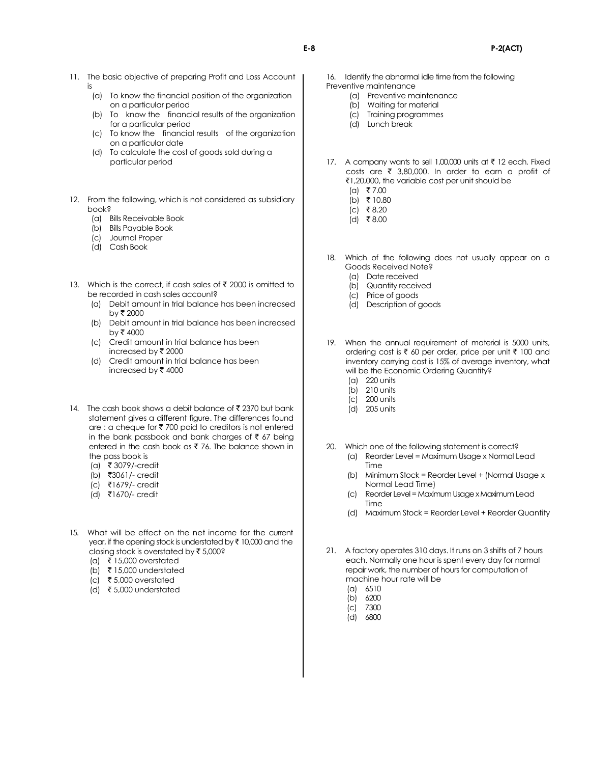11. The basic objective of preparing Profit and Loss Account is
    - (a) To know the financial position of the organization on a particular period
    - (b) To know the financial results of the organization for a particular period
    - (c) To know the financial results of the organization on a particular date
    - (d) To calculate the cost of goods sold during a particular period

12. From the following, which is not considered as subsidiary book?
    - (a) Bills Receivable Book
    - (b) Bills Payable Book
    - (c) Journal Proper
    - (d) Cash Book

13. Which is the correct, if cash sales of ₹ 2000 is omitted to be recorded in cash sales account?
    - (a) Debit amount in trial balance has been increased by ₹ 2000
    - (b) Debit amount in trial balance has been increased by ₹ 4000
    - (c) Credit amount in trial balance has been increased by ₹ 2000
    - (d) Credit amount in trial balance has been increased by ₹ 4000

14. The cash book shows a debit balance of ₹ 2370 but bank statement gives a different figure. The differences found are : a cheque for ₹ 700 paid to creditors is not entered in the bank passbook and bank charges of ₹ 67 being entered in the cash book as ₹ 76. The balance shown in the pass book is
    - (a) ₹ 3079/-credit
    - (b) ₹3061/- credit
    - (c) ₹1679/- credit
    - (d) ₹1670/- credit

15. What will be effect on the net income for the current year, if the opening stock is understated by ₹ 10,000 and the closing stock is overstated by ₹ 5,000?
    - (a) ₹ 15,000 overstated
    - (b) ₹ 15,000 understated
    - (c) ₹ 5,000 overstated
    - (d) ₹ 5,000 understated

16. Identify the abnormal idle time from the following Preventive maintenance
    - (a) Preventive maintenance
    - (b) Waiting for material
    - (c) Training programmes
    - (d) Lunch break

17. A company wants to sell 1,00,000 units at ₹ 12 each. Fixed costs are ₹ 3,80,000. In order to earn a profit of ₹1,20,000, the variable cost per unit should be
    - (a) ₹ 7.00
    - (b) ₹ 10.80
    - (c) ₹ 8.20
    - (d) ₹ 8.00

18. Which of the following does not usually appear on a Goods Received Note?
    - (a) Date received
    - (b) Quantity received
    - (c) Price of goods
    - (d) Description of goods

19. When the annual requirement of material is 5000 units, ordering cost is ₹ 60 per order, price per unit ₹ 100 and inventory carrying cost is 15% of average inventory, what will be the Economic Ordering Quantity?
    - (a) 220 units
    - (b) 210 units
    - (c) 200 units
    - (d) 205 units

20. Which one of the following statement is correct?
    - (a) Reorder Level = Maximum Usage x Normal Lead Time
    - (b) Minimum Stock = Reorder Level + (Normal Usage x Normal Lead Time)
    - (c) Reorder Level = Maximum Usage x Maximum Lead Time
    - (d) Maximum Stock = Reorder Level + Reorder Quantity

21. A factory operates 310 days. It runs on 3 shifts of 7 hours each. Normally one hour is spent every day for normal repair work, the number of hours for computation of machine hour rate will be
    - (a) 6510
    - (b) 6200
    - (c) 7300
    - (d) 6800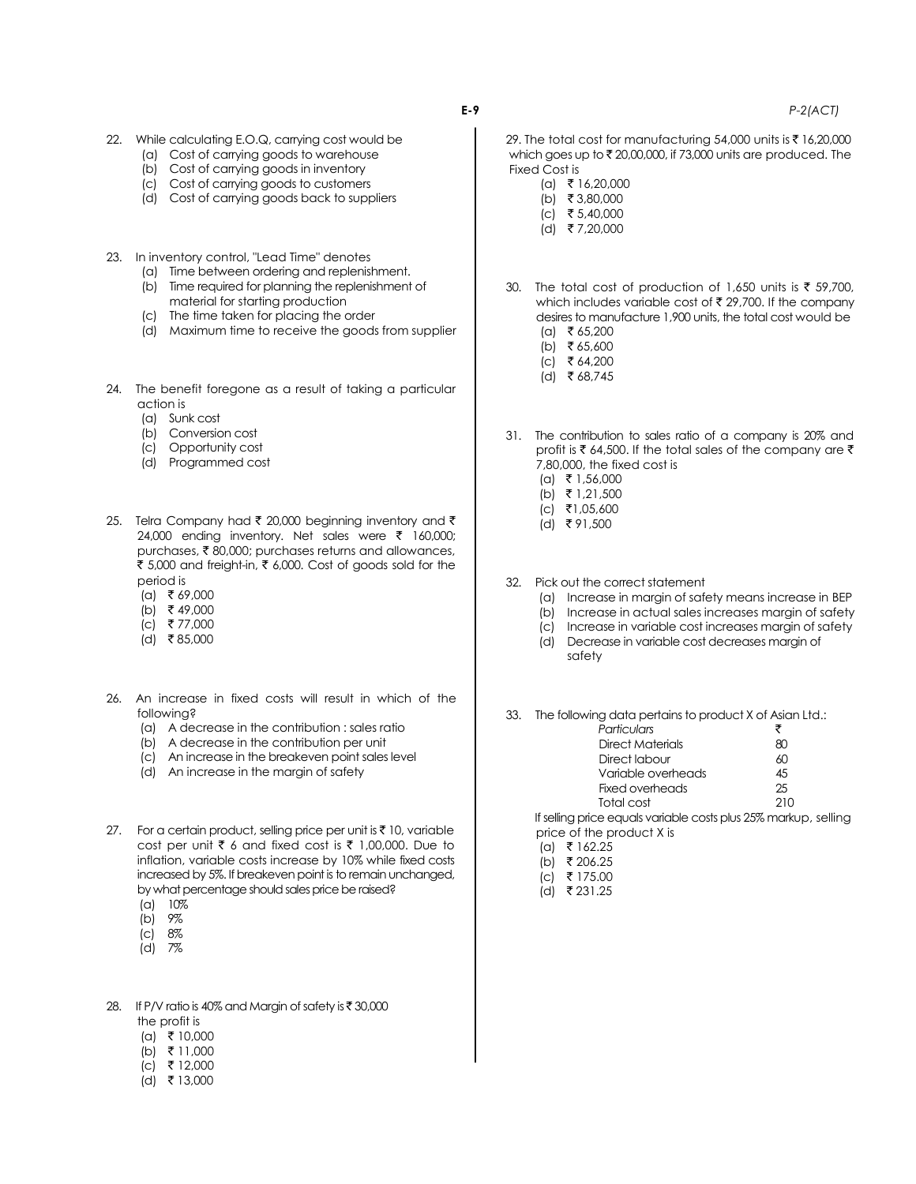22. While calculating E.O.Q, carrying cost would be
    (a) Cost of carrying goods to warehouse
    (b) Cost of carrying goods in inventory
    (c) Cost of carrying goods to customers
    (d) Cost of carrying goods back to suppliers

23. In inventory control, "Lead Time" denotes
    (a) Time between ordering and replenishment.
    (b) Time required for planning the replenishment of material for starting production
    (c) The time taken for placing the order
    (d) Maximum time to receive the goods from supplier

24. The benefit foregone as a result of taking a particular action is
    (a) Sunk cost
    (b) Conversion cost
    (c) Opportunity cost
    (d) Programmed cost

25. Telra Company had ₹ 20,000 beginning inventory and ₹ 24,000 ending inventory. Net sales were ₹ 160,000; purchases, ₹ 80,000; purchases returns and allowances, ₹ 5,000 and freight-in, ₹ 6,000. Cost of goods sold for the period is
    (a) ₹ 69,000
    (b) ₹ 49,000
    (c) ₹ 77,000
    (d) ₹ 85,000

26. An increase in fixed costs will result in which of the following?
    (a) A decrease in the contribution : sales ratio
    (b) A decrease in the contribution per unit
    (c) An increase in the breakeven point sales level
    (d) An increase in the margin of safety

27. For a certain product, selling price per unit is ₹ 10, variable cost per unit ₹ 6 and fixed cost is ₹ 1,00,000. Due to inflation, variable costs increase by 10% while fixed costs increased by 5%. If breakeven point is to remain unchanged, by what percentage should sales price be raised?
    (a) 10%
    (b) 9%
    (c) 8%
    (d) 7%

28. If P/V ratio is 40% and Margin of safety is ₹ 30,000 the profit is
    (a) ₹ 10,000
    (b) ₹ 11,000
    (c) ₹ 12,000
    (d) ₹ 13,000

29. The total cost for manufacturing 54,000 units is ₹ 16,20,000 which goes up to ₹ 20,00,000, if 73,000 units are produced. The Fixed Cost is
    (a) ₹ 16,20,000
    (b) ₹ 3,80,000
    (c) ₹ 5,40,000
    (d) ₹ 7,20,000

30. The total cost of production of 1,650 units is ₹ 59,700, which includes variable cost of ₹ 29,700. If the company desires to manufacture 1,900 units, the total cost would be
    (a) ₹ 65,200
    (b) ₹ 65,600
    (c) ₹ 64,200
    (d) ₹ 68,745

31. The contribution to sales ratio of a company is 20% and profit is ₹ 64,500. If the total sales of the company are ₹ 7,80,000, the fixed cost is
    (a) ₹ 1,56,000
    (b) ₹ 1,21,500
    (c) ₹ 1,05,600
    (d) ₹ 91,500

32. Pick out the correct statement
    (a) Increase in margin of safety means increase in BEP
    (b) Increase in actual sales increases margin of safety
    (c) Increase in variable cost increases margin of safety
    (d) Decrease in variable cost decreases margin of safety

33. The following data pertains to product X of Asian Ltd.:

| *Particulars* | ₹ |
|---|---|
| Direct Materials | 80 |
| Direct labour | 60 |
| Variable overheads | 45 |
| Fixed overheads | 25 |
| Total cost | 210 |

If selling price equals variable costs plus 25% markup, selling price of the product X is
    (a) ₹ 162.25
    (b) ₹ 206.25
    (c) ₹ 175.00
    (d) ₹ 231.25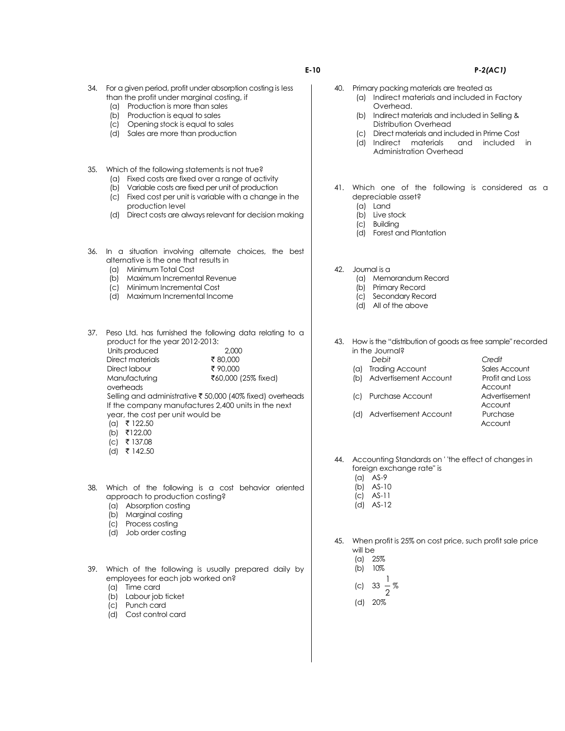34. For a given period, profit under absorption costing is less than the profit under marginal costing, if
    (a) Production is more than sales
    (b) Production is equal to sales
    (c) Opening stock is equal to sales
    (d) Sales are more than production

35. Which of the following statements is not true?
    (a) Fixed costs are fixed over a range of activity
    (b) Variable costs are fixed per unit of production
    (c) Fixed cost per unit is variable with a change in the production level
    (d) Direct costs are always relevant for decision making

36. In a situation involving alternate choices, the best alternative is the one that results in
    (a) Minimum Total Cost
    (b) Maximum Incremental Revenue
    (c) Minimum Incremental Cost
    (d) Maximum Incremental Income

37. Peso Ltd. has furnished the following data relating to a product for the year 2012-2013:

| | |
|---|---|
| Units produced | 2,000 |
| Direct materials | ₹ 80,000 |
| Direct labour | ₹ 90,000 |
| Manufacturing overheads | ₹60,000 (25% fixed) |

    Selling and administrative ₹ 50,000 (40% fixed) overheads
    If the company manufactures 2,400 units in the next year, the cost per unit would be
    (a) ₹ 122.50
    (b) ₹122.00
    (c) ₹ 137.08
    (d) ₹ 142.50

38. Which of the following is a cost behavior oriented approach to production costing?
    (a) Absorption costing
    (b) Marginal costing
    (c) Process costing
    (d) Job order costing

39. Which of the following is usually prepared daily by employees for each job worked on?
    (a) Time card
    (b) Labour job ticket
    (c) Punch card
    (d) Cost control card

40. Primary packing materials are treated as
    (a) Indirect materials and included in Factory Overhead.
    (b) Indirect materials and included in Selling & Distribution Overhead
    (c) Direct materials and included in Prime Cost
    (d) Indirect materials and included in Administration Overhead

41. Which one of the following is considered as a depreciable asset?
    (a) Land
    (b) Live stock
    (c) Building
    (d) Forest and Plantation

42. Journal is a
    (a) Memorandum Record
    (b) Primary Record
    (c) Secondary Record
    (d) All of the above

43. How is the "distribution of goods as free sample" recorded in the Journal?

| | *Debit* | *Credit* |
|---|---|---|
| (a) | Trading Account | Sales Account |
| (b) | Advertisement Account | Profit and Loss Account |
| (c) | Purchase Account | Advertisement Account |
| (d) | Advertisement Account | Purchase Account |

44. Accounting Standards on ' 'the effect of changes in foreign exchange rate" is
    (a) AS-9
    (b) AS-10
    (c) AS-11
    (d) AS-12

45. When profit is 25% on cost price, such profit sale price will be
    (a) 25%
    (b) 10%
    (c) $33\frac{1}{2}\%$
    (d) 20%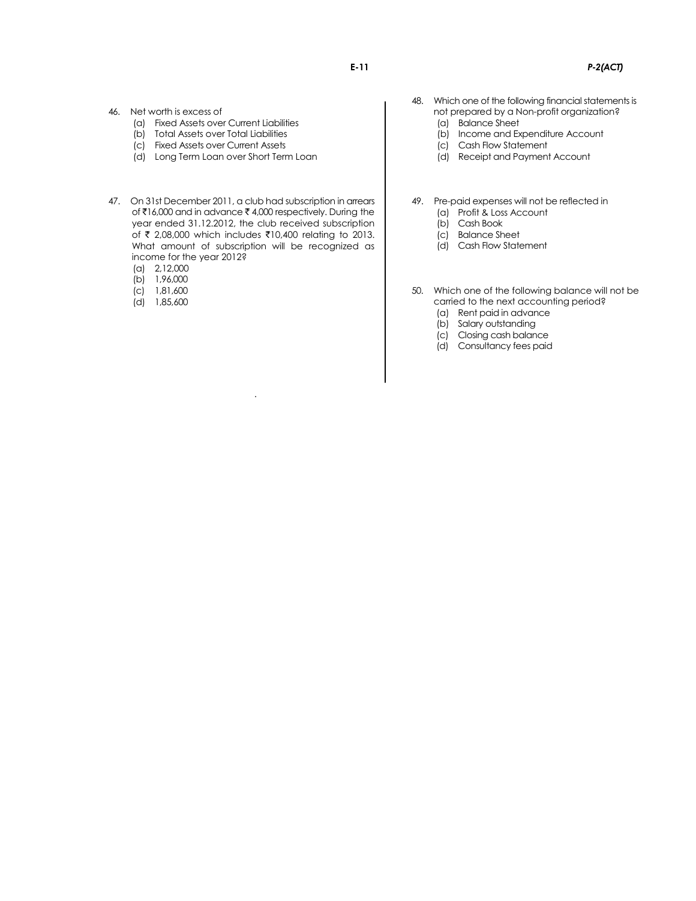46. Net worth is excess of
    (a) Fixed Assets over Current Liabilities
    (b) Total Assets over Total Liabilities
    (c) Fixed Assets over Current Assets
    (d) Long Term Loan over Short Term Loan

47. On 31st December 2011, a club had subscription in arrears of ₹16,000 and in advance ₹ 4,000 respectively. During the year ended 31.12.2012, the club received subscription of ₹ 2,08,000 which includes ₹10,400 relating to 2013. What amount of subscription will be recognized as income for the year 2012?
    (a) 2,12,000
    (b) 1,96,000
    (c) 1,81,600
    (d) 1,85,600

48. Which one of the following financial statements is not prepared by a Non-profit organization?
    (a) Balance Sheet
    (b) Income and Expenditure Account
    (c) Cash Flow Statement
    (d) Receipt and Payment Account

49. Pre-paid expenses will not be reflected in
    (a) Profit & Loss Account
    (b) Cash Book
    (c) Balance Sheet
    (d) Cash Flow Statement

50. Which one of the following balance will not be carried to the next accounting period?
    (a) Rent paid in advance
    (b) Salary outstanding
    (c) Closing cash balance
    (d) Consultancy fees paid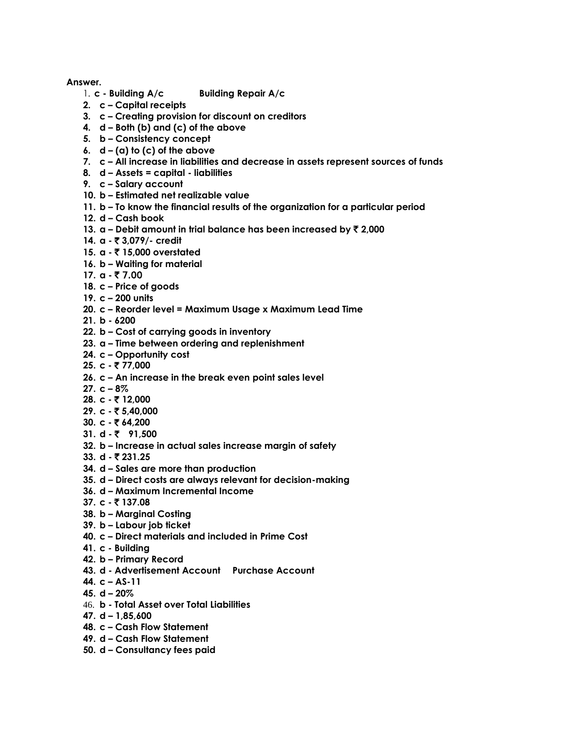**Answer.**

1. **c - Building A/c Building Repair A/c**
2. **c – Capital receipts**
3. **c – Creating provision for discount on creditors**
4. **d – Both (b) and (c) of the above**
5. **b – Consistency concept**
6. **d – (a) to (c) of the above**
7. **c – All increase in liabilities and decrease in assets represent sources of funds**
8. **d – Assets = capital - liabilities**
9. **c – Salary account**
10. **b – Estimated net realizable value**
11. **b – To know the financial results of the organization for a particular period**
12. **d – Cash book**
13. **a – Debit amount in trial balance has been increased by ₹ 2,000**
14. **a - ₹ 3,079/- credit**
15. **a - ₹ 15,000 overstated**
16. **b – Waiting for material**
17. **a - ₹ 7.00**
18. **c – Price of goods**
19. **c – 200 units**
20. **c – Reorder level = Maximum Usage x Maximum Lead Time**
21. **b - 6200**
22. **b – Cost of carrying goods in inventory**
23. **a – Time between ordering and replenishment**
24. **c – Opportunity cost**
25. **c - ₹ 77,000**
26. **c – An increase in the break even point sales level**
27. **c – 8%**
28. **c - ₹ 12,000**
29. **c - ₹ 5,40,000**
30. **c - ₹ 64,200**
31. **d - ₹ 91,500**
32. **b – Increase in actual sales increase margin of safety**
33. **d - ₹ 231.25**
34. **d – Sales are more than production**
35. **d – Direct costs are always relevant for decision-making**
36. **d – Maximum Incremental Income**
37. **c - ₹ 137.08**
38. **b – Marginal Costing**
39. **b – Labour job ticket**
40. **c – Direct materials and included in Prime Cost**
41. **c - Building**
42. **b – Primary Record**
43. **d - Advertisement Account Purchase Account**
44. **c – AS-11**
45. **d – 20%**
46. **b - Total Asset over Total Liabilities**
47. **d – 1,85,600**
48. **c – Cash Flow Statement**
49. **d – Cash Flow Statement**
50. **d – Consultancy fees paid**